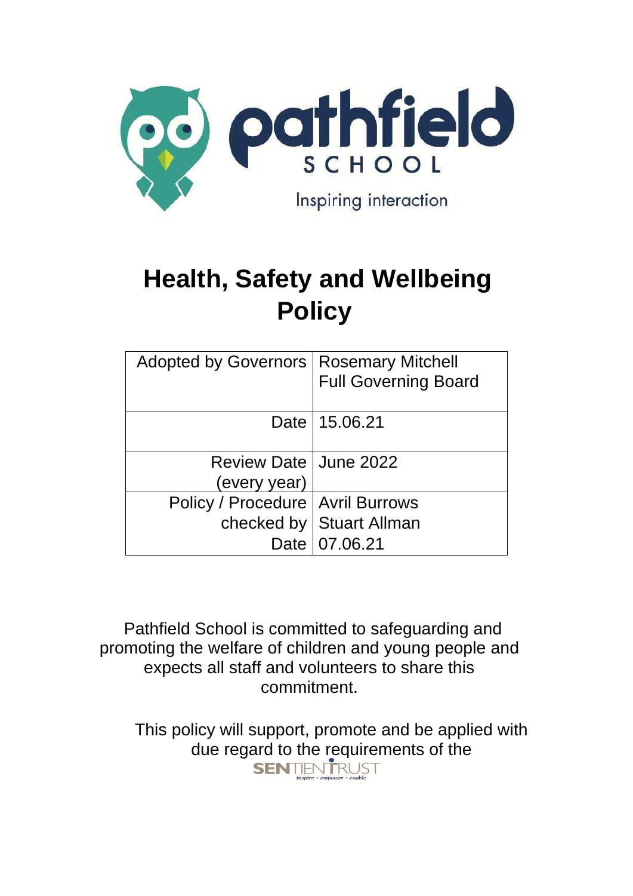pathfield
SCHOOL
Inspiring interaction

# Health, Safety and Wellbeing Policy

| Adopted by Governors | Rosemary Mitchell<br>Full Governing Board |
|---|---|
| Date | 15.06.21 |
| Review Date (every year) | June 2022 |
| Policy / Procedure checked by<br>Date | Avril Burrows<br>Stuart Allman<br>07.06.21 |

Pathfield School is committed to safeguarding and promoting the welfare of children and young people and expects all staff and volunteers to share this commitment.

This policy will support, promote and be applied with due regard to the requirements of the SENTIENT TRUST

inspire • empower • enable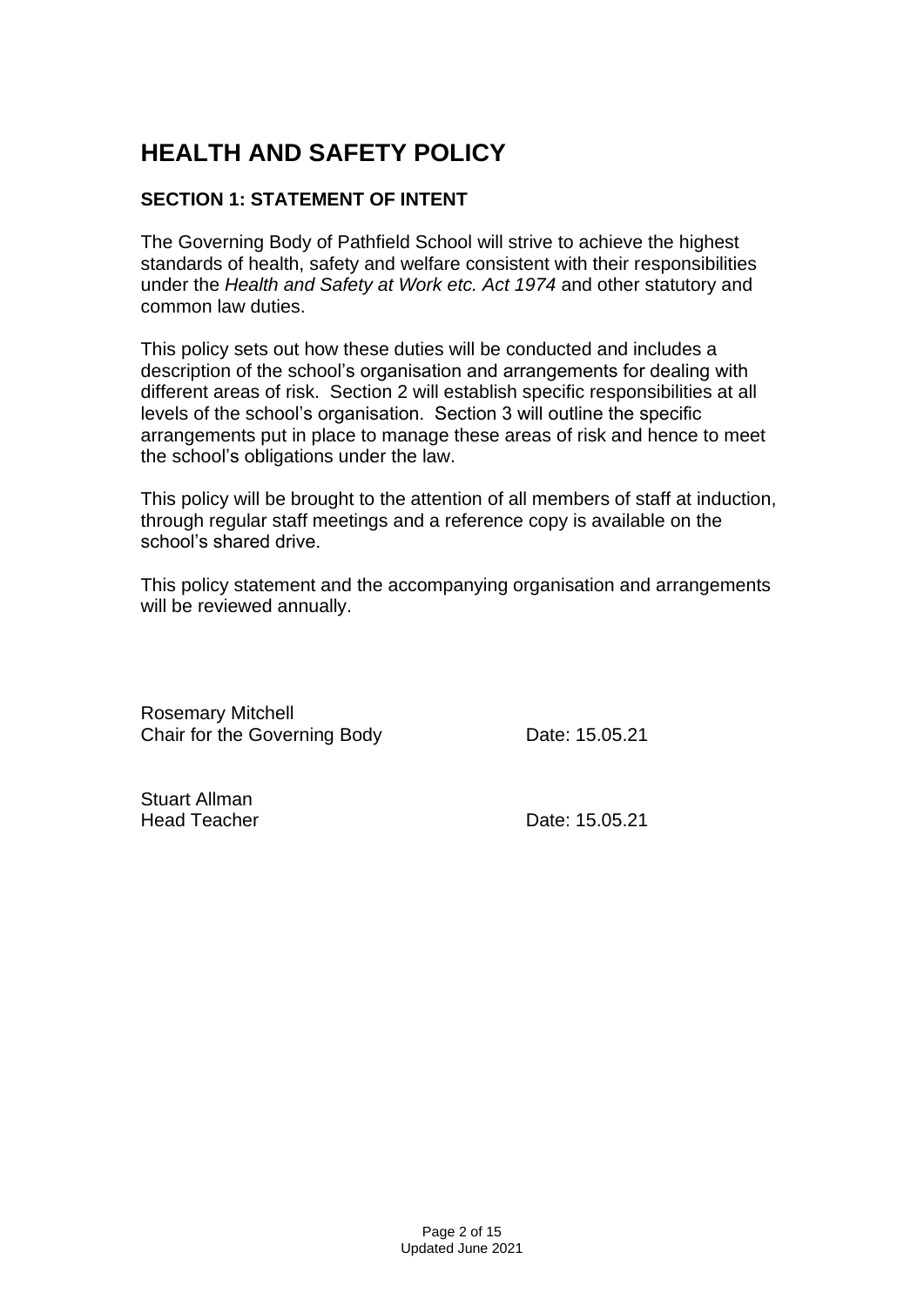# HEALTH AND SAFETY POLICY

## SECTION 1: STATEMENT OF INTENT

The Governing Body of Pathfield School will strive to achieve the highest standards of health, safety and welfare consistent with their responsibilities under the *Health and Safety at Work etc. Act 1974* and other statutory and common law duties.

This policy sets out how these duties will be conducted and includes a description of the school's organisation and arrangements for dealing with different areas of risk. Section 2 will establish specific responsibilities at all levels of the school's organisation. Section 3 will outline the specific arrangements put in place to manage these areas of risk and hence to meet the school's obligations under the law.

This policy will be brought to the attention of all members of staff at induction, through regular staff meetings and a reference copy is available on the school's shared drive.

This policy statement and the accompanying organisation and arrangements will be reviewed annually.

Rosemary Mitchell
Chair for the Governing Body — Date: 15.05.21

Stuart Allman
Head Teacher — Date: 15.05.21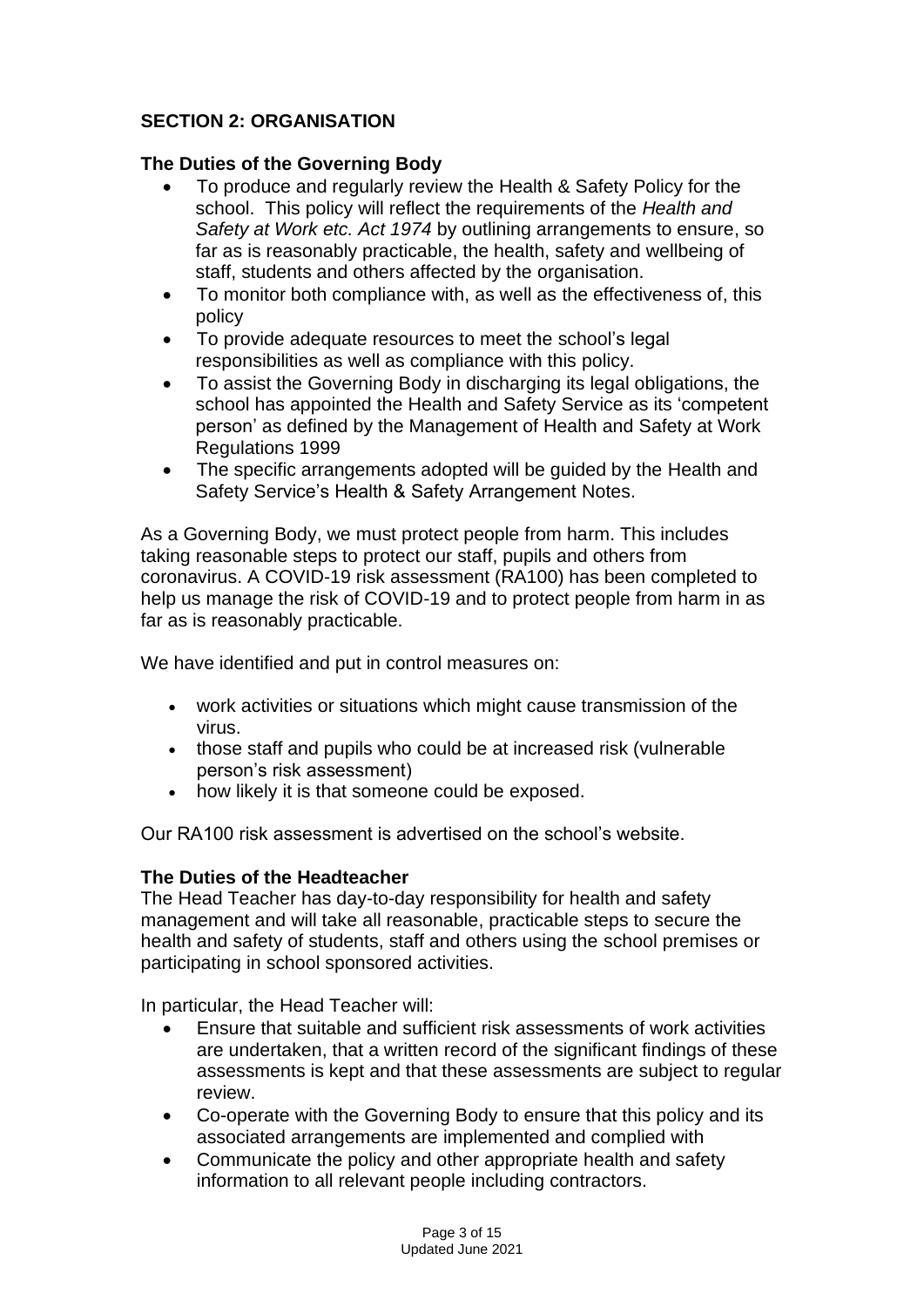## SECTION 2: ORGANISATION

### The Duties of the Governing Body

- To produce and regularly review the Health & Safety Policy for the school. This policy will reflect the requirements of the *Health and Safety at Work etc. Act 1974* by outlining arrangements to ensure, so far as is reasonably practicable, the health, safety and wellbeing of staff, students and others affected by the organisation.
- To monitor both compliance with, as well as the effectiveness of, this policy
- To provide adequate resources to meet the school's legal responsibilities as well as compliance with this policy.
- To assist the Governing Body in discharging its legal obligations, the school has appointed the Health and Safety Service as its 'competent person' as defined by the Management of Health and Safety at Work Regulations 1999
- The specific arrangements adopted will be guided by the Health and Safety Service's Health & Safety Arrangement Notes.

As a Governing Body, we must protect people from harm. This includes taking reasonable steps to protect our staff, pupils and others from coronavirus. A COVID-19 risk assessment (RA100) has been completed to help us manage the risk of COVID-19 and to protect people from harm in as far as is reasonably practicable.

We have identified and put in control measures on:

- work activities or situations which might cause transmission of the virus.
- those staff and pupils who could be at increased risk (vulnerable person's risk assessment)
- how likely it is that someone could be exposed.

Our RA100 risk assessment is advertised on the school's website.

### The Duties of the Headteacher

The Head Teacher has day-to-day responsibility for health and safety management and will take all reasonable, practicable steps to secure the health and safety of students, staff and others using the school premises or participating in school sponsored activities.

In particular, the Head Teacher will:

- Ensure that suitable and sufficient risk assessments of work activities are undertaken, that a written record of the significant findings of these assessments is kept and that these assessments are subject to regular review.
- Co-operate with the Governing Body to ensure that this policy and its associated arrangements are implemented and complied with
- Communicate the policy and other appropriate health and safety information to all relevant people including contractors.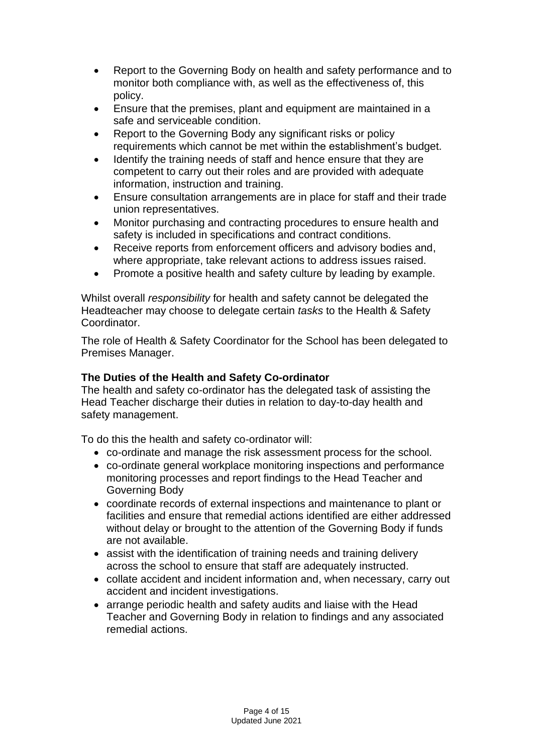- Report to the Governing Body on health and safety performance and to monitor both compliance with, as well as the effectiveness of, this policy.
- Ensure that the premises, plant and equipment are maintained in a safe and serviceable condition.
- Report to the Governing Body any significant risks or policy requirements which cannot be met within the establishment's budget.
- Identify the training needs of staff and hence ensure that they are competent to carry out their roles and are provided with adequate information, instruction and training.
- Ensure consultation arrangements are in place for staff and their trade union representatives.
- Monitor purchasing and contracting procedures to ensure health and safety is included in specifications and contract conditions.
- Receive reports from enforcement officers and advisory bodies and, where appropriate, take relevant actions to address issues raised.
- Promote a positive health and safety culture by leading by example.

Whilst overall *responsibility* for health and safety cannot be delegated the Headteacher may choose to delegate certain *tasks* to the Health & Safety Coordinator.

The role of Health & Safety Coordinator for the School has been delegated to Premises Manager.

**The Duties of the Health and Safety Co-ordinator**

The health and safety co-ordinator has the delegated task of assisting the Head Teacher discharge their duties in relation to day-to-day health and safety management.

To do this the health and safety co-ordinator will:

- co-ordinate and manage the risk assessment process for the school.
- co-ordinate general workplace monitoring inspections and performance monitoring processes and report findings to the Head Teacher and Governing Body
- coordinate records of external inspections and maintenance to plant or facilities and ensure that remedial actions identified are either addressed without delay or brought to the attention of the Governing Body if funds are not available.
- assist with the identification of training needs and training delivery across the school to ensure that staff are adequately instructed.
- collate accident and incident information and, when necessary, carry out accident and incident investigations.
- arrange periodic health and safety audits and liaise with the Head Teacher and Governing Body in relation to findings and any associated remedial actions.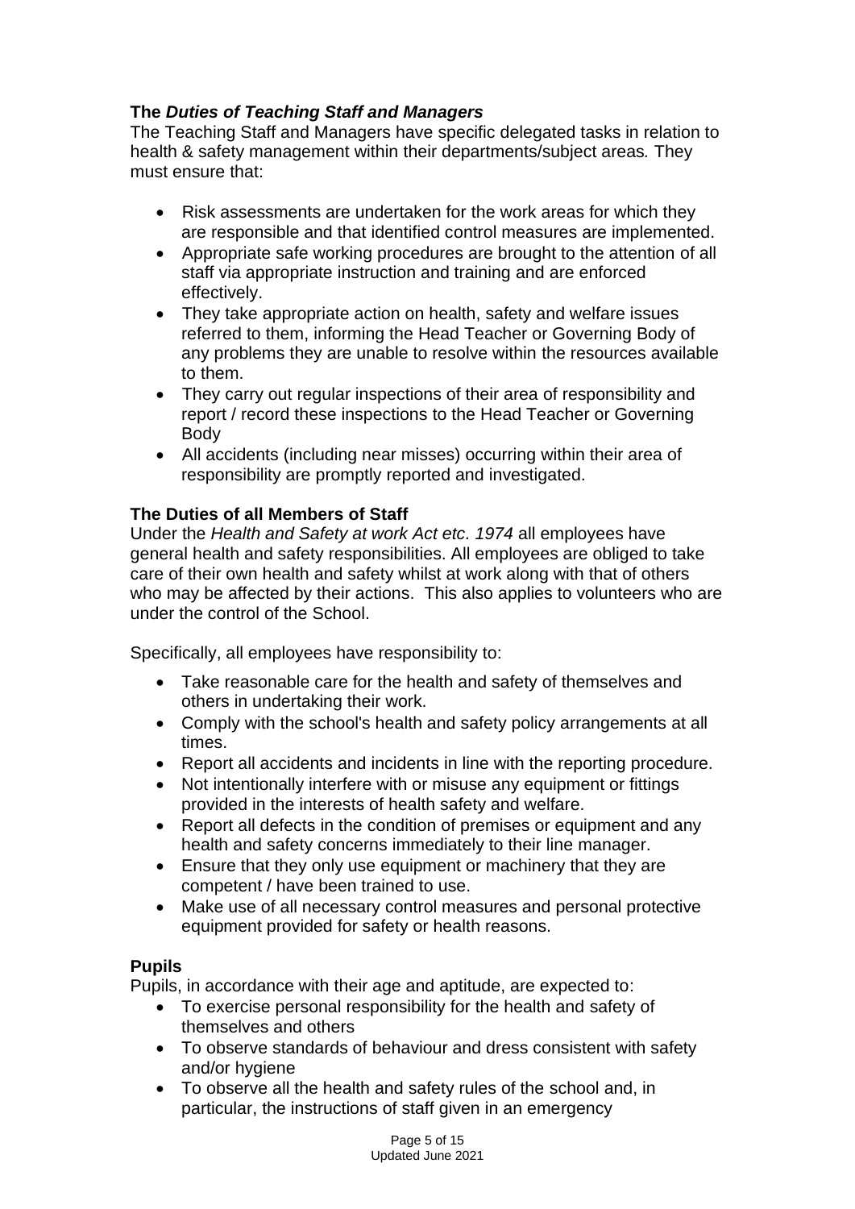### The *Duties of Teaching Staff and Managers*

The Teaching Staff and Managers have specific delegated tasks in relation to health & safety management within their departments/subject areas*.* They must ensure that:

- Risk assessments are undertaken for the work areas for which they are responsible and that identified control measures are implemented.
- Appropriate safe working procedures are brought to the attention of all staff via appropriate instruction and training and are enforced effectively.
- They take appropriate action on health, safety and welfare issues referred to them, informing the Head Teacher or Governing Body of any problems they are unable to resolve within the resources available to them.
- They carry out regular inspections of their area of responsibility and report / record these inspections to the Head Teacher or Governing Body
- All accidents (including near misses) occurring within their area of responsibility are promptly reported and investigated.

### The Duties of all Members of Staff

Under the *Health and Safety at work Act etc. 1974* all employees have general health and safety responsibilities. All employees are obliged to take care of their own health and safety whilst at work along with that of others who may be affected by their actions. This also applies to volunteers who are under the control of the School.

Specifically, all employees have responsibility to:

- Take reasonable care for the health and safety of themselves and others in undertaking their work.
- Comply with the school's health and safety policy arrangements at all times.
- Report all accidents and incidents in line with the reporting procedure.
- Not intentionally interfere with or misuse any equipment or fittings provided in the interests of health safety and welfare.
- Report all defects in the condition of premises or equipment and any health and safety concerns immediately to their line manager.
- Ensure that they only use equipment or machinery that they are competent / have been trained to use.
- Make use of all necessary control measures and personal protective equipment provided for safety or health reasons.

### Pupils

Pupils, in accordance with their age and aptitude, are expected to:

- To exercise personal responsibility for the health and safety of themselves and others
- To observe standards of behaviour and dress consistent with safety and/or hygiene
- To observe all the health and safety rules of the school and, in particular, the instructions of staff given in an emergency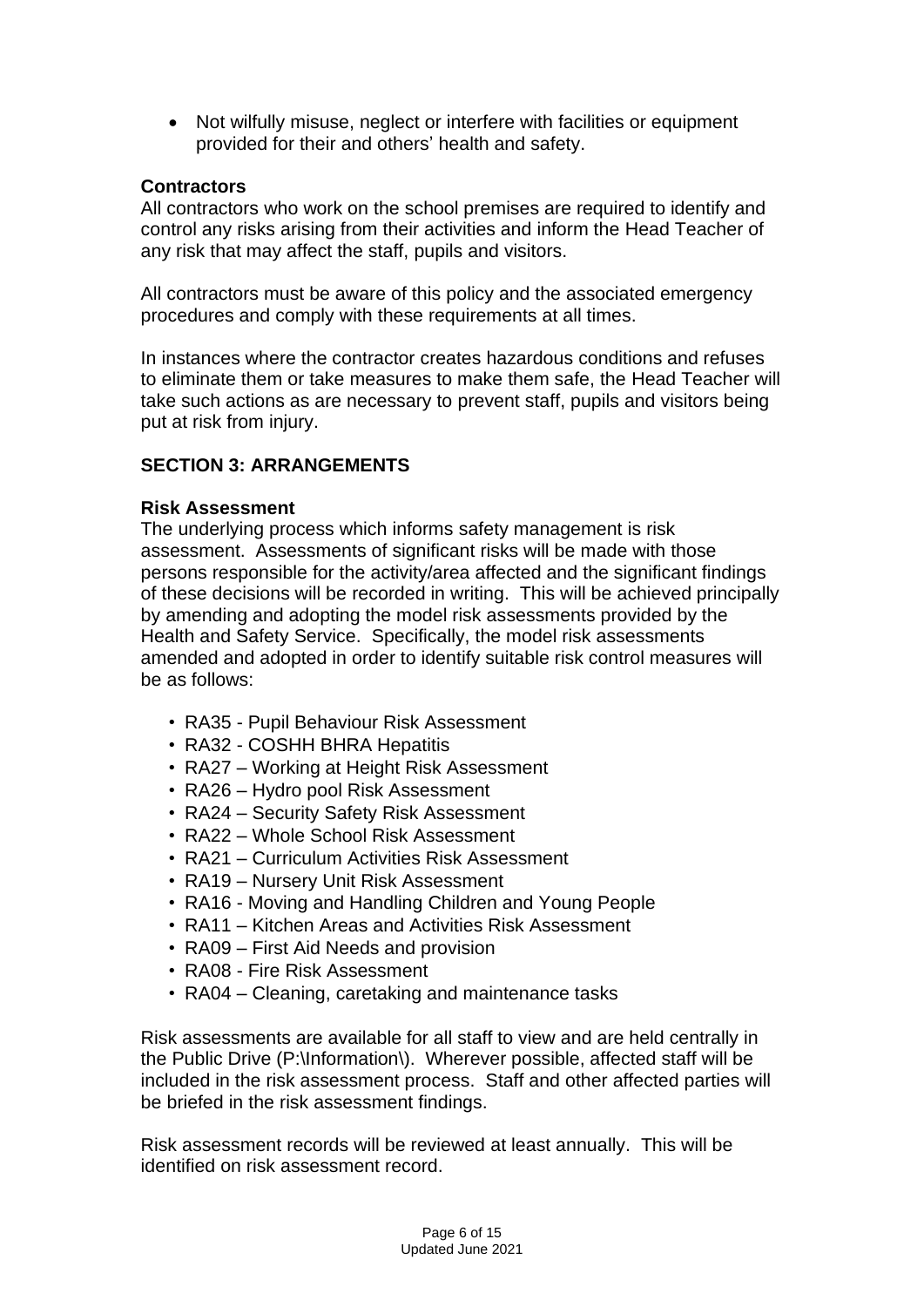- Not wilfully misuse, neglect or interfere with facilities or equipment provided for their and others' health and safety.

**Contractors**

All contractors who work on the school premises are required to identify and control any risks arising from their activities and inform the Head Teacher of any risk that may affect the staff, pupils and visitors.

All contractors must be aware of this policy and the associated emergency procedures and comply with these requirements at all times.

In instances where the contractor creates hazardous conditions and refuses to eliminate them or take measures to make them safe, the Head Teacher will take such actions as are necessary to prevent staff, pupils and visitors being put at risk from injury.

## SECTION 3: ARRANGEMENTS

**Risk Assessment**

The underlying process which informs safety management is risk assessment. Assessments of significant risks will be made with those persons responsible for the activity/area affected and the significant findings of these decisions will be recorded in writing. This will be achieved principally by amending and adopting the model risk assessments provided by the Health and Safety Service. Specifically, the model risk assessments amended and adopted in order to identify suitable risk control measures will be as follows:

- RA35 - Pupil Behaviour Risk Assessment
- RA32 - COSHH BHRA Hepatitis
- RA27 – Working at Height Risk Assessment
- RA26 – Hydro pool Risk Assessment
- RA24 – Security Safety Risk Assessment
- RA22 – Whole School Risk Assessment
- RA21 – Curriculum Activities Risk Assessment
- RA19 – Nursery Unit Risk Assessment
- RA16 - Moving and Handling Children and Young People
- RA11 – Kitchen Areas and Activities Risk Assessment
- RA09 – First Aid Needs and provision
- RA08 - Fire Risk Assessment
- RA04 – Cleaning, caretaking and maintenance tasks

Risk assessments are available for all staff to view and are held centrally in the Public Drive (P:\Information\). Wherever possible, affected staff will be included in the risk assessment process. Staff and other affected parties will be briefed in the risk assessment findings.

Risk assessment records will be reviewed at least annually. This will be identified on risk assessment record.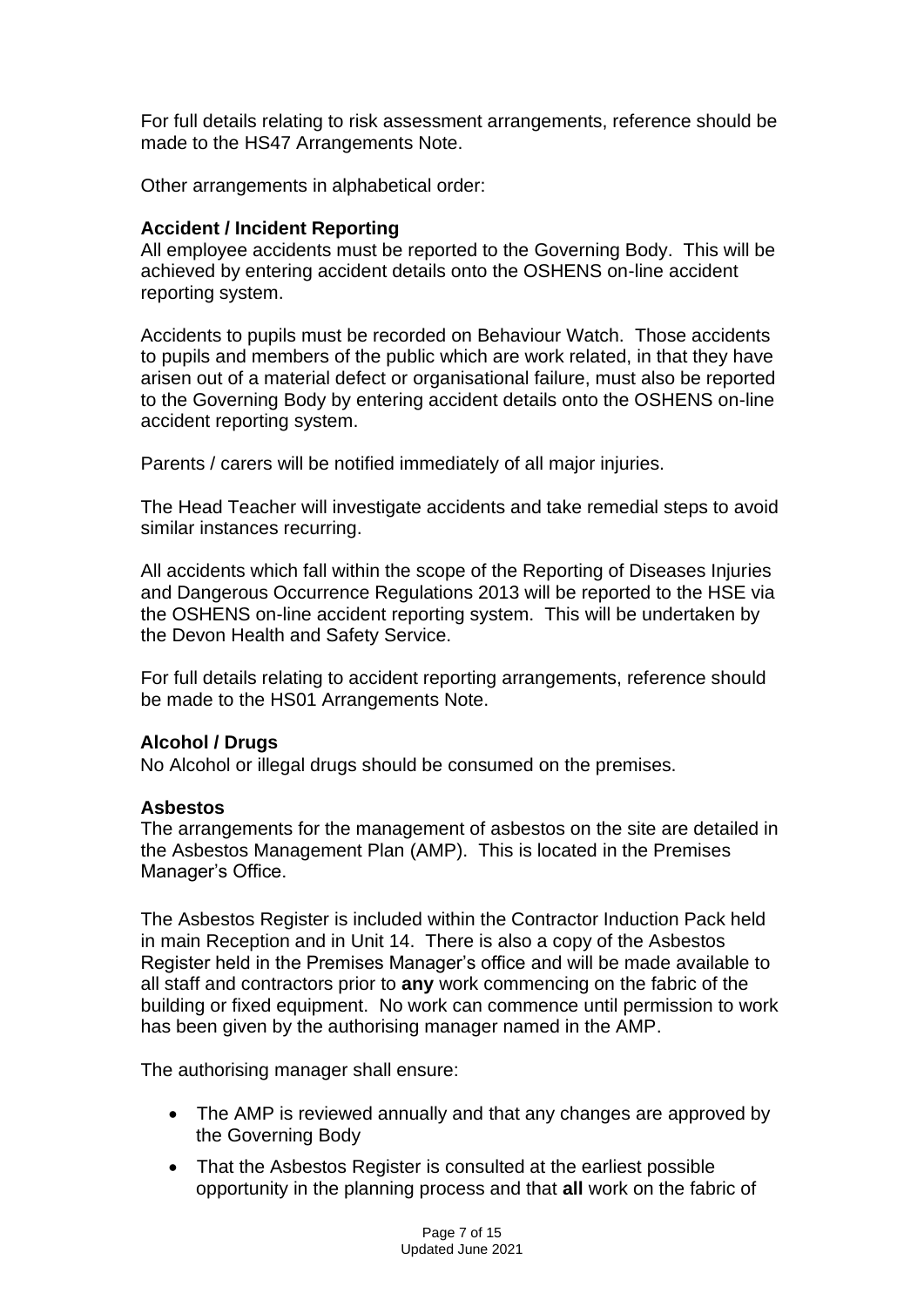For full details relating to risk assessment arrangements, reference should be made to the HS47 Arrangements Note.

Other arrangements in alphabetical order:

### Accident / Incident Reporting

All employee accidents must be reported to the Governing Body. This will be achieved by entering accident details onto the OSHENS on-line accident reporting system.

Accidents to pupils must be recorded on Behaviour Watch. Those accidents to pupils and members of the public which are work related, in that they have arisen out of a material defect or organisational failure, must also be reported to the Governing Body by entering accident details onto the OSHENS on-line accident reporting system.

Parents / carers will be notified immediately of all major injuries.

The Head Teacher will investigate accidents and take remedial steps to avoid similar instances recurring.

All accidents which fall within the scope of the Reporting of Diseases Injuries and Dangerous Occurrence Regulations 2013 will be reported to the HSE via the OSHENS on-line accident reporting system. This will be undertaken by the Devon Health and Safety Service.

For full details relating to accident reporting arrangements, reference should be made to the HS01 Arrangements Note.

### Alcohol / Drugs

No Alcohol or illegal drugs should be consumed on the premises.

### Asbestos

The arrangements for the management of asbestos on the site are detailed in the Asbestos Management Plan (AMP). This is located in the Premises Manager's Office.

The Asbestos Register is included within the Contractor Induction Pack held in main Reception and in Unit 14. There is also a copy of the Asbestos Register held in the Premises Manager's office and will be made available to all staff and contractors prior to **any** work commencing on the fabric of the building or fixed equipment. No work can commence until permission to work has been given by the authorising manager named in the AMP.

The authorising manager shall ensure:

- The AMP is reviewed annually and that any changes are approved by the Governing Body
- That the Asbestos Register is consulted at the earliest possible opportunity in the planning process and that **all** work on the fabric of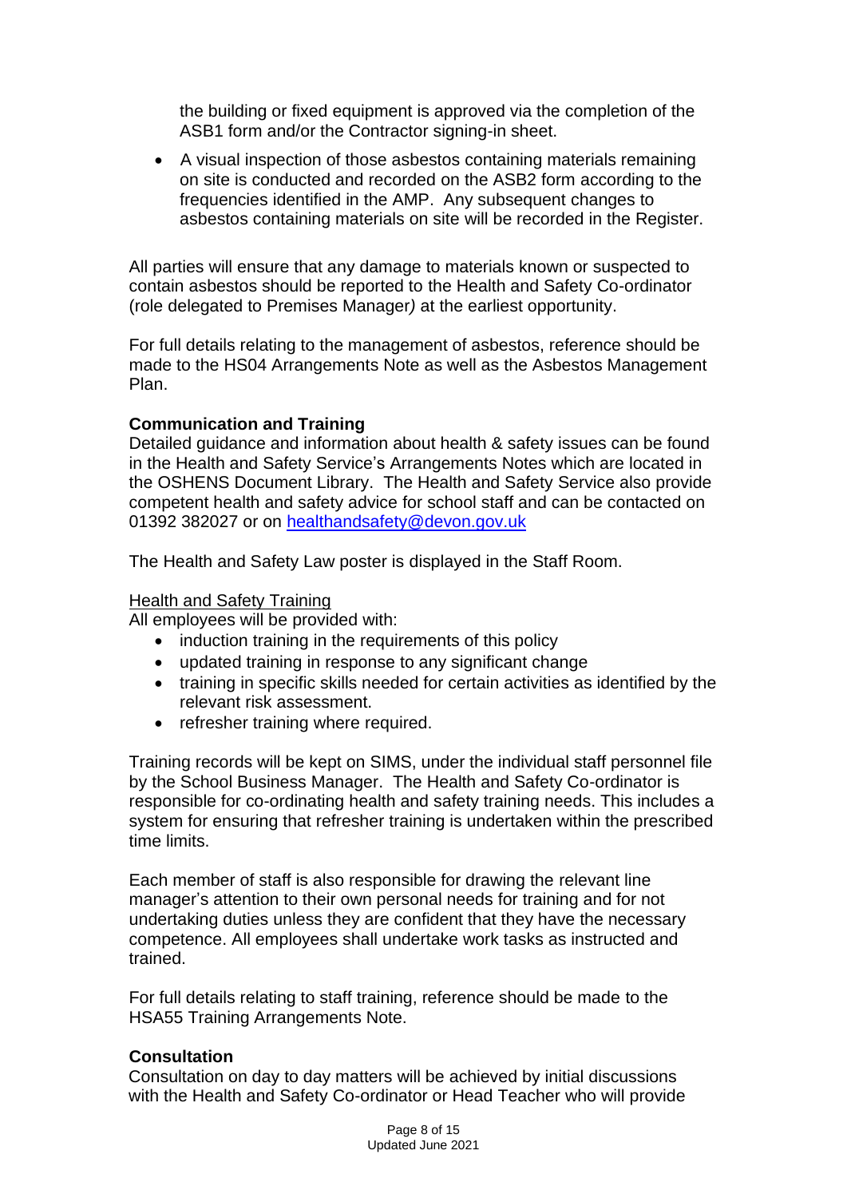the building or fixed equipment is approved via the completion of the ASB1 form and/or the Contractor signing-in sheet.

- A visual inspection of those asbestos containing materials remaining on site is conducted and recorded on the ASB2 form according to the frequencies identified in the AMP. Any subsequent changes to asbestos containing materials on site will be recorded in the Register.

All parties will ensure that any damage to materials known or suspected to contain asbestos should be reported to the Health and Safety Co-ordinator (role delegated to Premises Manager*)* at the earliest opportunity.

For full details relating to the management of asbestos, reference should be made to the HS04 Arrangements Note as well as the Asbestos Management Plan.

**Communication and Training**

Detailed guidance and information about health & safety issues can be found in the Health and Safety Service's Arrangements Notes which are located in the OSHENS Document Library. The Health and Safety Service also provide competent health and safety advice for school staff and can be contacted on 01392 382027 or on [healthandsafety@devon.gov.uk](mailto:healthandsafety@devon.gov.uk)

The Health and Safety Law poster is displayed in the Staff Room.

Health and Safety Training

All employees will be provided with:

- induction training in the requirements of this policy
- updated training in response to any significant change
- training in specific skills needed for certain activities as identified by the relevant risk assessment.
- refresher training where required.

Training records will be kept on SIMS, under the individual staff personnel file by the School Business Manager. The Health and Safety Co-ordinator is responsible for co-ordinating health and safety training needs. This includes a system for ensuring that refresher training is undertaken within the prescribed time limits.

Each member of staff is also responsible for drawing the relevant line manager's attention to their own personal needs for training and for not undertaking duties unless they are confident that they have the necessary competence. All employees shall undertake work tasks as instructed and trained.

For full details relating to staff training, reference should be made to the HSA55 Training Arrangements Note.

**Consultation**

Consultation on day to day matters will be achieved by initial discussions with the Health and Safety Co-ordinator or Head Teacher who will provide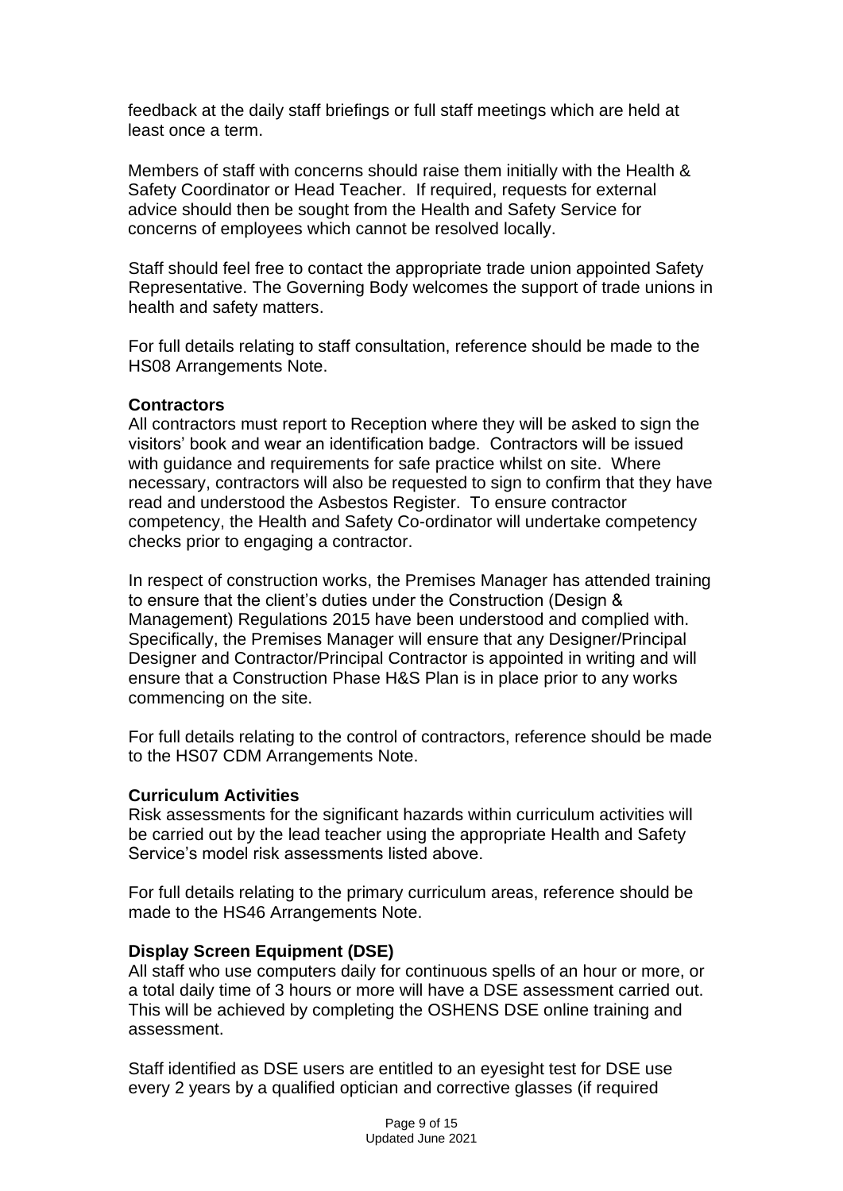feedback at the daily staff briefings or full staff meetings which are held at least once a term.

Members of staff with concerns should raise them initially with the Health & Safety Coordinator or Head Teacher. If required, requests for external advice should then be sought from the Health and Safety Service for concerns of employees which cannot be resolved locally.

Staff should feel free to contact the appropriate trade union appointed Safety Representative. The Governing Body welcomes the support of trade unions in health and safety matters.

For full details relating to staff consultation, reference should be made to the HS08 Arrangements Note.

**Contractors**

All contractors must report to Reception where they will be asked to sign the visitors' book and wear an identification badge. Contractors will be issued with guidance and requirements for safe practice whilst on site. Where necessary, contractors will also be requested to sign to confirm that they have read and understood the Asbestos Register. To ensure contractor competency, the Health and Safety Co-ordinator will undertake competency checks prior to engaging a contractor.

In respect of construction works, the Premises Manager has attended training to ensure that the client's duties under the Construction (Design & Management) Regulations 2015 have been understood and complied with. Specifically, the Premises Manager will ensure that any Designer/Principal Designer and Contractor/Principal Contractor is appointed in writing and will ensure that a Construction Phase H&S Plan is in place prior to any works commencing on the site.

For full details relating to the control of contractors, reference should be made to the HS07 CDM Arrangements Note.

**Curriculum Activities**

Risk assessments for the significant hazards within curriculum activities will be carried out by the lead teacher using the appropriate Health and Safety Service's model risk assessments listed above.

For full details relating to the primary curriculum areas, reference should be made to the HS46 Arrangements Note.

**Display Screen Equipment (DSE)**

All staff who use computers daily for continuous spells of an hour or more, or a total daily time of 3 hours or more will have a DSE assessment carried out. This will be achieved by completing the OSHENS DSE online training and assessment.

Staff identified as DSE users are entitled to an eyesight test for DSE use every 2 years by a qualified optician and corrective glasses (if required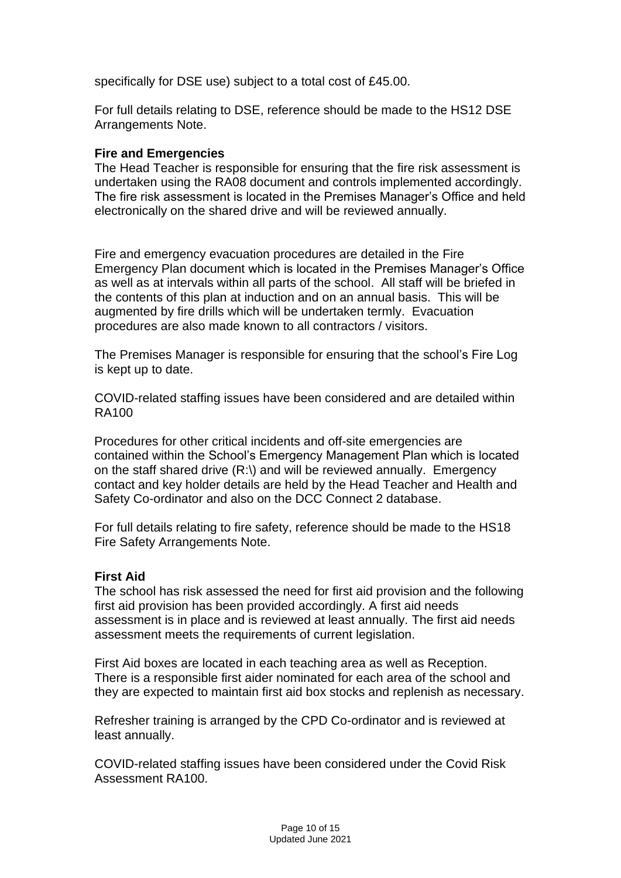specifically for DSE use) subject to a total cost of £45.00.

For full details relating to DSE, reference should be made to the HS12 DSE Arrangements Note.

**Fire and Emergencies**

The Head Teacher is responsible for ensuring that the fire risk assessment is undertaken using the RA08 document and controls implemented accordingly. The fire risk assessment is located in the Premises Manager's Office and held electronically on the shared drive and will be reviewed annually.

Fire and emergency evacuation procedures are detailed in the Fire Emergency Plan document which is located in the Premises Manager's Office as well as at intervals within all parts of the school. All staff will be briefed in the contents of this plan at induction and on an annual basis. This will be augmented by fire drills which will be undertaken termly. Evacuation procedures are also made known to all contractors / visitors.

The Premises Manager is responsible for ensuring that the school's Fire Log is kept up to date.

COVID-related staffing issues have been considered and are detailed within RA100

Procedures for other critical incidents and off-site emergencies are contained within the School's Emergency Management Plan which is located on the staff shared drive (R:\) and will be reviewed annually. Emergency contact and key holder details are held by the Head Teacher and Health and Safety Co-ordinator and also on the DCC Connect 2 database.

For full details relating to fire safety, reference should be made to the HS18 Fire Safety Arrangements Note.

**First Aid**

The school has risk assessed the need for first aid provision and the following first aid provision has been provided accordingly. A first aid needs assessment is in place and is reviewed at least annually. The first aid needs assessment meets the requirements of current legislation.

First Aid boxes are located in each teaching area as well as Reception. There is a responsible first aider nominated for each area of the school and they are expected to maintain first aid box stocks and replenish as necessary.

Refresher training is arranged by the CPD Co-ordinator and is reviewed at least annually.

COVID-related staffing issues have been considered under the Covid Risk Assessment RA100.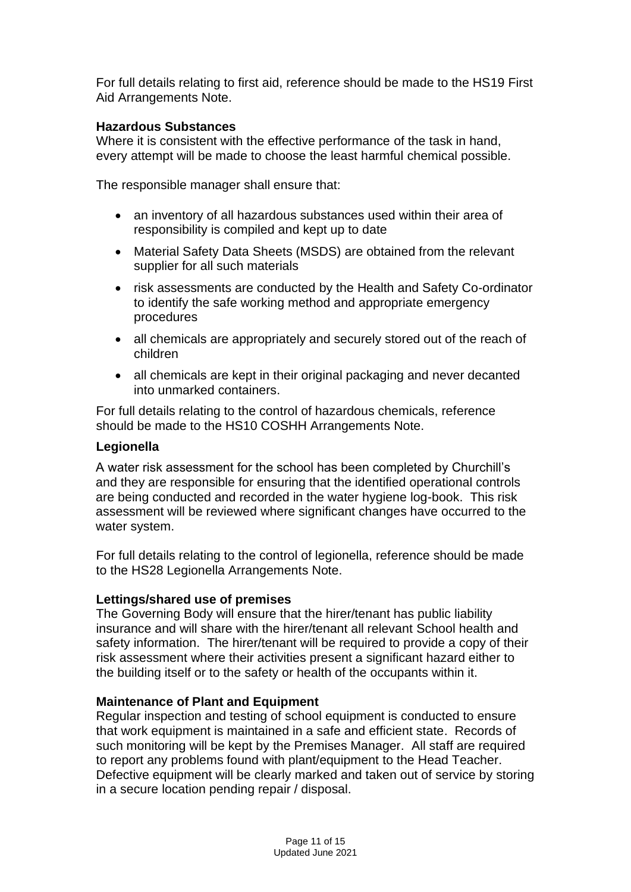For full details relating to first aid, reference should be made to the HS19 First Aid Arrangements Note.

**Hazardous Substances**

Where it is consistent with the effective performance of the task in hand, every attempt will be made to choose the least harmful chemical possible.

The responsible manager shall ensure that:

- an inventory of all hazardous substances used within their area of responsibility is compiled and kept up to date
- Material Safety Data Sheets (MSDS) are obtained from the relevant supplier for all such materials
- risk assessments are conducted by the Health and Safety Co-ordinator to identify the safe working method and appropriate emergency procedures
- all chemicals are appropriately and securely stored out of the reach of children
- all chemicals are kept in their original packaging and never decanted into unmarked containers.

For full details relating to the control of hazardous chemicals, reference should be made to the HS10 COSHH Arrangements Note.

**Legionella**

A water risk assessment for the school has been completed by Churchill's and they are responsible for ensuring that the identified operational controls are being conducted and recorded in the water hygiene log-book. This risk assessment will be reviewed where significant changes have occurred to the water system.

For full details relating to the control of legionella, reference should be made to the HS28 Legionella Arrangements Note.

**Lettings/shared use of premises**

The Governing Body will ensure that the hirer/tenant has public liability insurance and will share with the hirer/tenant all relevant School health and safety information. The hirer/tenant will be required to provide a copy of their risk assessment where their activities present a significant hazard either to the building itself or to the safety or health of the occupants within it.

**Maintenance of Plant and Equipment**

Regular inspection and testing of school equipment is conducted to ensure that work equipment is maintained in a safe and efficient state. Records of such monitoring will be kept by the Premises Manager. All staff are required to report any problems found with plant/equipment to the Head Teacher. Defective equipment will be clearly marked and taken out of service by storing in a secure location pending repair / disposal.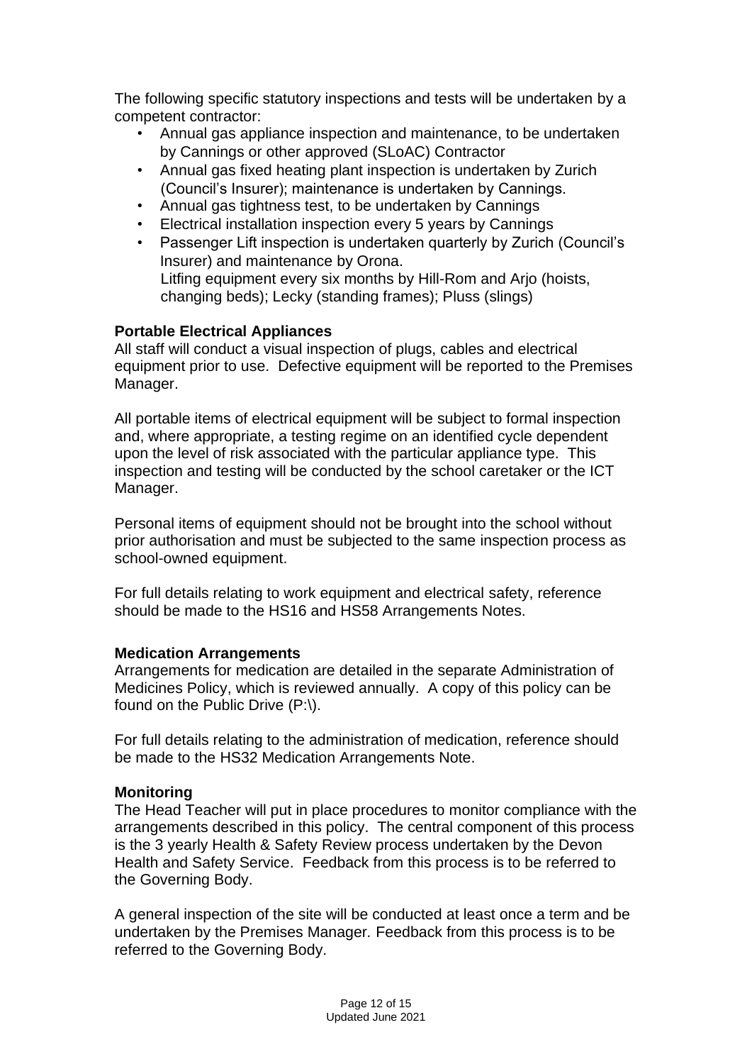The following specific statutory inspections and tests will be undertaken by a competent contractor:

- Annual gas appliance inspection and maintenance, to be undertaken by Cannings or other approved (SLoAC) Contractor
- Annual gas fixed heating plant inspection is undertaken by Zurich (Council's Insurer); maintenance is undertaken by Cannings.
- Annual gas tightness test, to be undertaken by Cannings
- Electrical installation inspection every 5 years by Cannings
- Passenger Lift inspection is undertaken quarterly by Zurich (Council's Insurer) and maintenance by Orona.
  Litfing equipment every six months by Hill-Rom and Arjo (hoists, changing beds); Lecky (standing frames); Pluss (slings)

**Portable Electrical Appliances**

All staff will conduct a visual inspection of plugs, cables and electrical equipment prior to use. Defective equipment will be reported to the Premises Manager.

All portable items of electrical equipment will be subject to formal inspection and, where appropriate, a testing regime on an identified cycle dependent upon the level of risk associated with the particular appliance type. This inspection and testing will be conducted by the school caretaker or the ICT Manager.

Personal items of equipment should not be brought into the school without prior authorisation and must be subjected to the same inspection process as school-owned equipment.

For full details relating to work equipment and electrical safety, reference should be made to the HS16 and HS58 Arrangements Notes.

**Medication Arrangements**

Arrangements for medication are detailed in the separate Administration of Medicines Policy, which is reviewed annually. A copy of this policy can be found on the Public Drive (P:\).

For full details relating to the administration of medication, reference should be made to the HS32 Medication Arrangements Note.

**Monitoring**

The Head Teacher will put in place procedures to monitor compliance with the arrangements described in this policy. The central component of this process is the 3 yearly Health & Safety Review process undertaken by the Devon Health and Safety Service. Feedback from this process is to be referred to the Governing Body.

A general inspection of the site will be conducted at least once a term and be undertaken by the Premises Manager. Feedback from this process is to be referred to the Governing Body.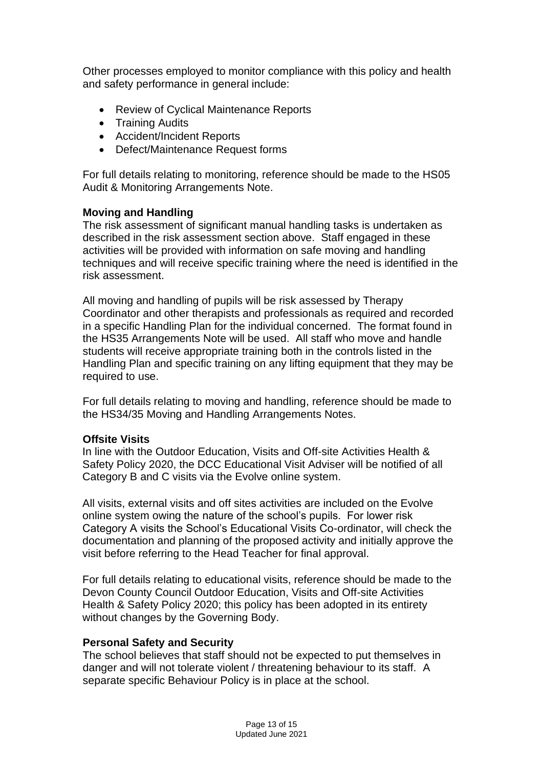Other processes employed to monitor compliance with this policy and health and safety performance in general include:

- Review of Cyclical Maintenance Reports
- Training Audits
- Accident/Incident Reports
- Defect/Maintenance Request forms

For full details relating to monitoring, reference should be made to the HS05 Audit & Monitoring Arrangements Note.

**Moving and Handling**

The risk assessment of significant manual handling tasks is undertaken as described in the risk assessment section above. Staff engaged in these activities will be provided with information on safe moving and handling techniques and will receive specific training where the need is identified in the risk assessment.

All moving and handling of pupils will be risk assessed by Therapy Coordinator and other therapists and professionals as required and recorded in a specific Handling Plan for the individual concerned. The format found in the HS35 Arrangements Note will be used. All staff who move and handle students will receive appropriate training both in the controls listed in the Handling Plan and specific training on any lifting equipment that they may be required to use.

For full details relating to moving and handling, reference should be made to the HS34/35 Moving and Handling Arrangements Notes.

**Offsite Visits**

In line with the Outdoor Education, Visits and Off-site Activities Health & Safety Policy 2020, the DCC Educational Visit Adviser will be notified of all Category B and C visits via the Evolve online system.

All visits, external visits and off sites activities are included on the Evolve online system owing the nature of the school's pupils. For lower risk Category A visits the School's Educational Visits Co-ordinator, will check the documentation and planning of the proposed activity and initially approve the visit before referring to the Head Teacher for final approval.

For full details relating to educational visits, reference should be made to the Devon County Council Outdoor Education, Visits and Off-site Activities Health & Safety Policy 2020; this policy has been adopted in its entirety without changes by the Governing Body.

**Personal Safety and Security**

The school believes that staff should not be expected to put themselves in danger and will not tolerate violent / threatening behaviour to its staff. A separate specific Behaviour Policy is in place at the school.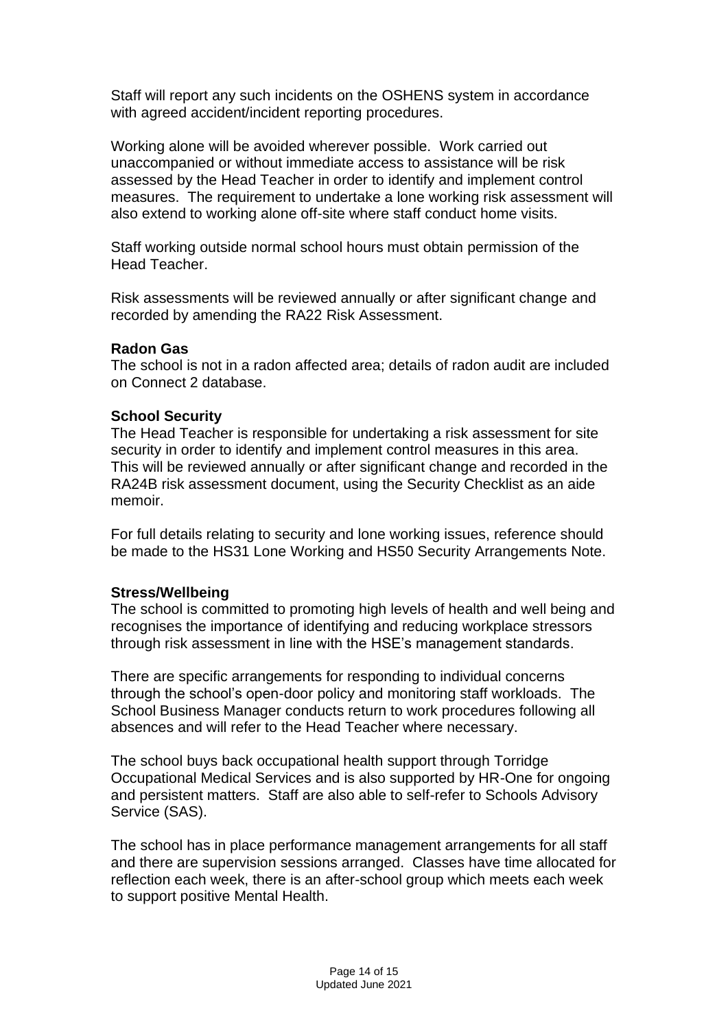Staff will report any such incidents on the OSHENS system in accordance with agreed accident/incident reporting procedures.

Working alone will be avoided wherever possible. Work carried out unaccompanied or without immediate access to assistance will be risk assessed by the Head Teacher in order to identify and implement control measures. The requirement to undertake a lone working risk assessment will also extend to working alone off-site where staff conduct home visits.

Staff working outside normal school hours must obtain permission of the Head Teacher.

Risk assessments will be reviewed annually or after significant change and recorded by amending the RA22 Risk Assessment.

**Radon Gas**

The school is not in a radon affected area; details of radon audit are included on Connect 2 database.

**School Security**

The Head Teacher is responsible for undertaking a risk assessment for site security in order to identify and implement control measures in this area. This will be reviewed annually or after significant change and recorded in the RA24B risk assessment document, using the Security Checklist as an aide memoir.

For full details relating to security and lone working issues, reference should be made to the HS31 Lone Working and HS50 Security Arrangements Note.

**Stress/Wellbeing**

The school is committed to promoting high levels of health and well being and recognises the importance of identifying and reducing workplace stressors through risk assessment in line with the HSE's management standards.

There are specific arrangements for responding to individual concerns through the school's open-door policy and monitoring staff workloads. The School Business Manager conducts return to work procedures following all absences and will refer to the Head Teacher where necessary.

The school buys back occupational health support through Torridge Occupational Medical Services and is also supported by HR-One for ongoing and persistent matters. Staff are also able to self-refer to Schools Advisory Service (SAS).

The school has in place performance management arrangements for all staff and there are supervision sessions arranged. Classes have time allocated for reflection each week, there is an after-school group which meets each week to support positive Mental Health.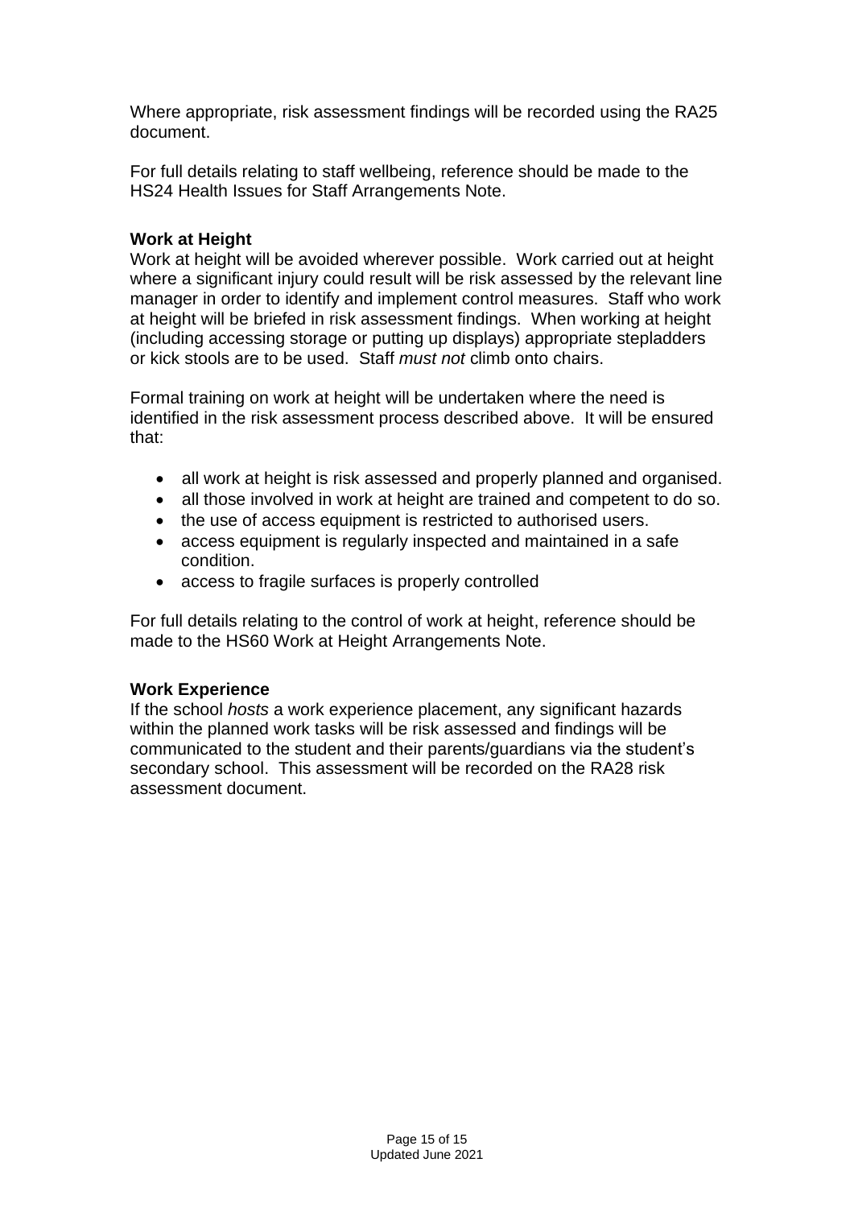Where appropriate, risk assessment findings will be recorded using the RA25 document.

For full details relating to staff wellbeing, reference should be made to the HS24 Health Issues for Staff Arrangements Note.

**Work at Height**

Work at height will be avoided wherever possible. Work carried out at height where a significant injury could result will be risk assessed by the relevant line manager in order to identify and implement control measures. Staff who work at height will be briefed in risk assessment findings. When working at height (including accessing storage or putting up displays) appropriate stepladders or kick stools are to be used. Staff *must not* climb onto chairs.

Formal training on work at height will be undertaken where the need is identified in the risk assessment process described above. It will be ensured that:

- all work at height is risk assessed and properly planned and organised.
- all those involved in work at height are trained and competent to do so.
- the use of access equipment is restricted to authorised users.
- access equipment is regularly inspected and maintained in a safe condition.
- access to fragile surfaces is properly controlled

For full details relating to the control of work at height, reference should be made to the HS60 Work at Height Arrangements Note.

**Work Experience**

If the school *hosts* a work experience placement, any significant hazards within the planned work tasks will be risk assessed and findings will be communicated to the student and their parents/guardians via the student's secondary school. This assessment will be recorded on the RA28 risk assessment document.